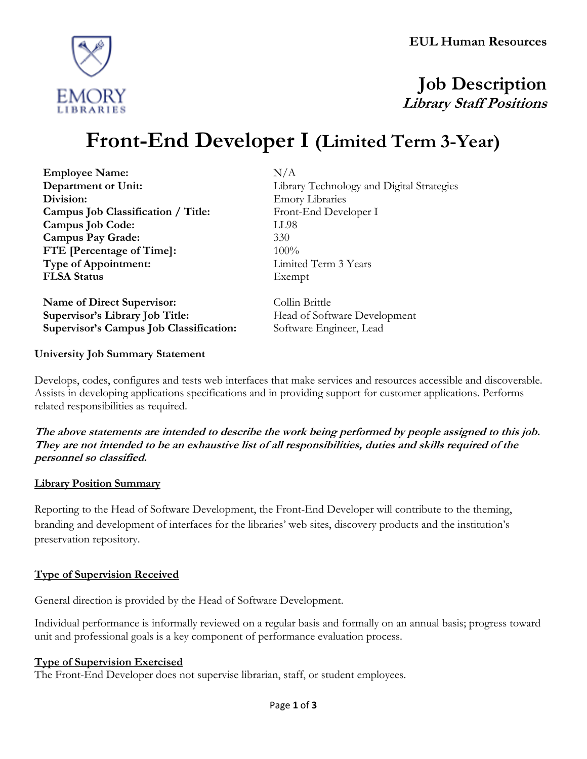**EUL Human Resources**

# Job Description
***Library Staff Positions***

# Front-End Developer I (Limited Term 3-Year)

| | |
|---|---|
| **Employee Name:** | N/A |
| **Department or Unit:** | Library Technology and Digital Strategies |
| **Division:** | Emory Libraries |
| **Campus Job Classification / Title:** | Front-End Developer I |
| **Campus Job Code:** | LL98 |
| **Campus Pay Grade:** | 330 |
| **FTE [Percentage of Time]:** | 100% |
| **Type of Appointment:** | Limited Term 3 Years |
| **FLSA Status** | Exempt |
| **Name of Direct Supervisor:** | Collin Brittle |
| **Supervisor's Library Job Title:** | Head of Software Development |
| **Supervisor's Campus Job Classification:** | Software Engineer, Lead |

## University Job Summary Statement

Develops, codes, configures and tests web interfaces that make services and resources accessible and discoverable. Assists in developing applications specifications and in providing support for customer applications. Performs related responsibilities as required.

***The above statements are intended to describe the work being performed by people assigned to this job. They are not intended to be an exhaustive list of all responsibilities, duties and skills required of the personnel so classified.***

## Library Position Summary

Reporting to the Head of Software Development, the Front-End Developer will contribute to the theming, branding and development of interfaces for the libraries' web sites, discovery products and the institution's preservation repository.

## Type of Supervision Received

General direction is provided by the Head of Software Development.

Individual performance is informally reviewed on a regular basis and formally on an annual basis; progress toward unit and professional goals is a key component of performance evaluation process.

## Type of Supervision Exercised

The Front-End Developer does not supervise librarian, staff, or student employees.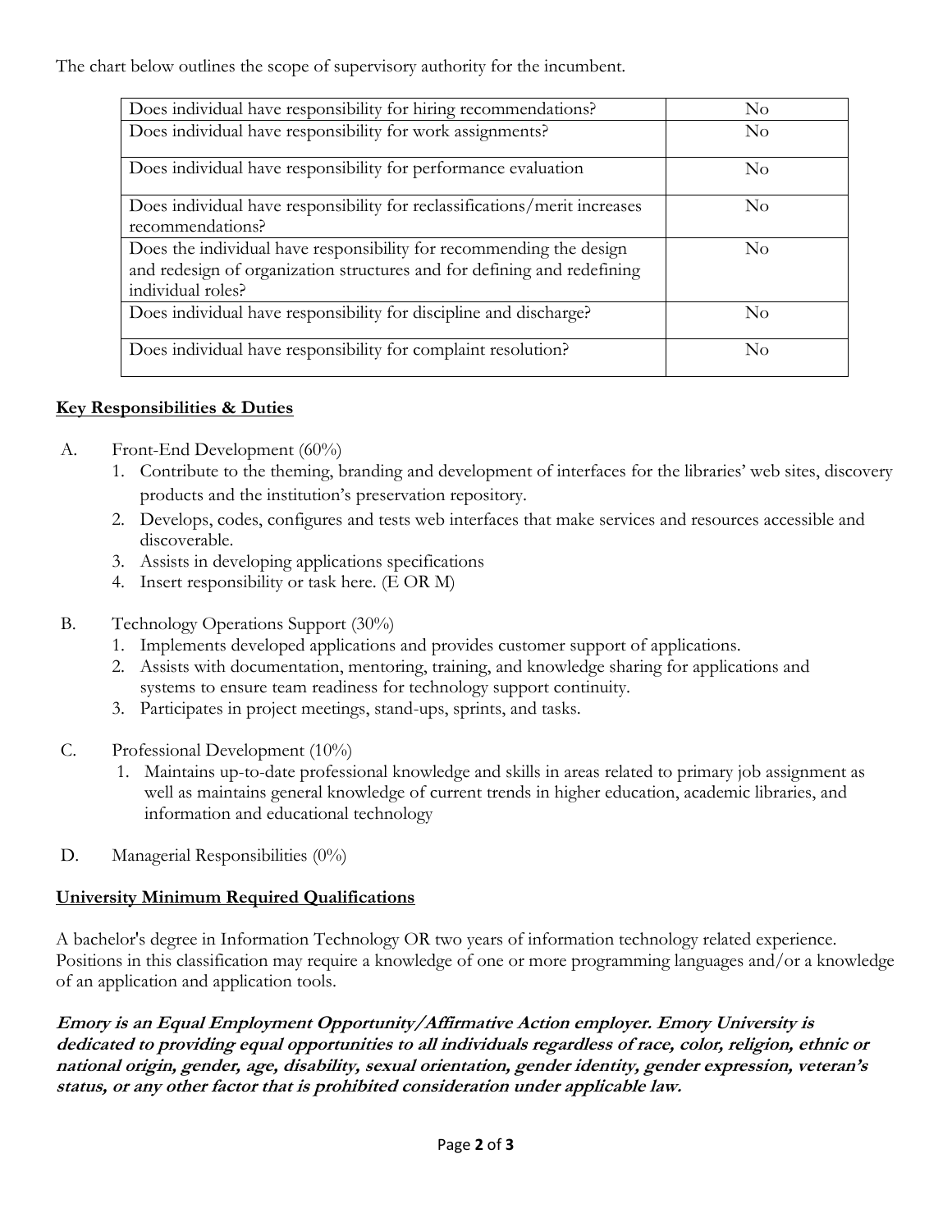The chart below outlines the scope of supervisory authority for the incumbent.

| Question | Response |
|---|---|
| Does individual have responsibility for hiring recommendations? | No |
| Does individual have responsibility for work assignments? | No |
| Does individual have responsibility for performance evaluation | No |
| Does individual have responsibility for reclassifications/merit increases recommendations? | No |
| Does the individual have responsibility for recommending the design and redesign of organization structures and for defining and redefining individual roles? | No |
| Does individual have responsibility for discipline and discharge? | No |
| Does individual have responsibility for complaint resolution? | No |

## Key Responsibilities & Duties

A. Front-End Development (60%)
   1. Contribute to the theming, branding and development of interfaces for the libraries' web sites, discovery products and the institution's preservation repository.
   2. Develops, codes, configures and tests web interfaces that make services and resources accessible and discoverable.
   3. Assists in developing applications specifications
   4. Insert responsibility or task here. (E OR M)

B. Technology Operations Support (30%)
   1. Implements developed applications and provides customer support of applications.
   2. Assists with documentation, mentoring, training, and knowledge sharing for applications and systems to ensure team readiness for technology support continuity.
   3. Participates in project meetings, stand-ups, sprints, and tasks.

C. Professional Development (10%)
   1. Maintains up-to-date professional knowledge and skills in areas related to primary job assignment as well as maintains general knowledge of current trends in higher education, academic libraries, and information and educational technology

D. Managerial Responsibilities (0%)

## University Minimum Required Qualifications

A bachelor's degree in Information Technology OR two years of information technology related experience. Positions in this classification may require a knowledge of one or more programming languages and/or a knowledge of an application and application tools.

***Emory is an Equal Employment Opportunity/Affirmative Action employer. Emory University is dedicated to providing equal opportunities to all individuals regardless of race, color, religion, ethnic or national origin, gender, age, disability, sexual orientation, gender identity, gender expression, veteran's status, or any other factor that is prohibited consideration under applicable law.***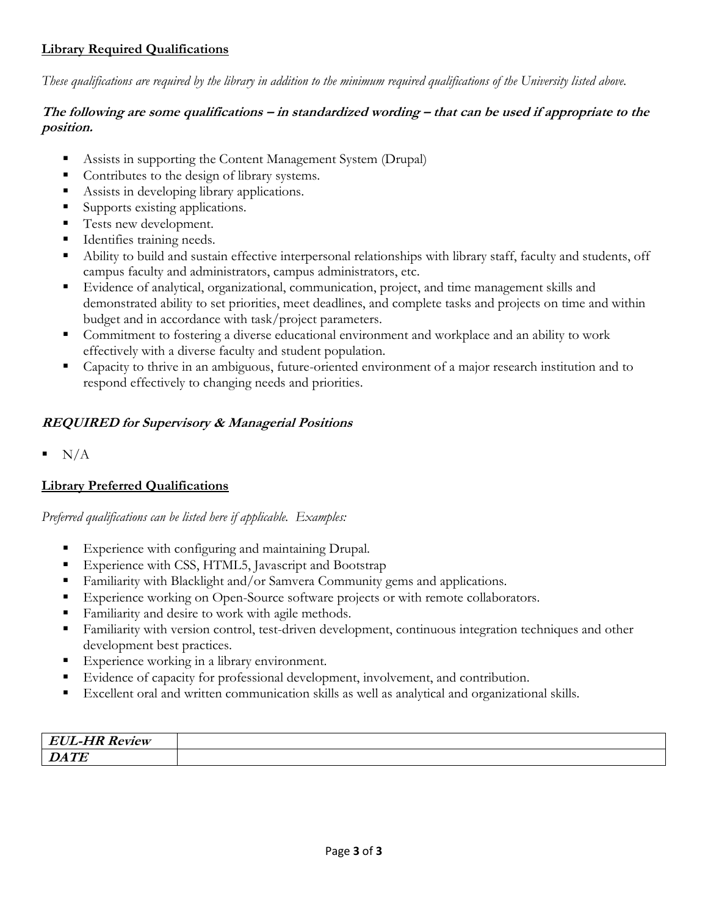## Library Required Qualifications

*These qualifications are required by the library in addition to the minimum required qualifications of the University listed above.*

***The following are some qualifications – in standardized wording – that can be used if appropriate to the position.***

- Assists in supporting the Content Management System (Drupal)
- Contributes to the design of library systems.
- Assists in developing library applications.
- Supports existing applications.
- Tests new development.
- Identifies training needs.
- Ability to build and sustain effective interpersonal relationships with library staff, faculty and students, off campus faculty and administrators, campus administrators, etc.
- Evidence of analytical, organizational, communication, project, and time management skills and demonstrated ability to set priorities, meet deadlines, and complete tasks and projects on time and within budget and in accordance with task/project parameters.
- Commitment to fostering a diverse educational environment and workplace and an ability to work effectively with a diverse faculty and student population.
- Capacity to thrive in an ambiguous, future-oriented environment of a major research institution and to respond effectively to changing needs and priorities.

### *REQUIRED for Supervisory & Managerial Positions*

- N/A

## Library Preferred Qualifications

*Preferred qualifications can be listed here if applicable. Examples:*

- Experience with configuring and maintaining Drupal.
- Experience with CSS, HTML5, Javascript and Bootstrap
- Familiarity with Blacklight and/or Samvera Community gems and applications.
- Experience working on Open-Source software projects or with remote collaborators.
- Familiarity and desire to work with agile methods.
- Familiarity with version control, test-driven development, continuous integration techniques and other development best practices.
- Experience working in a library environment.
- Evidence of capacity for professional development, involvement, and contribution.
- Excellent oral and written communication skills as well as analytical and organizational skills.

| | |
|---|---|
| ***EUL-HR Review*** | |
| ***DATE*** | |